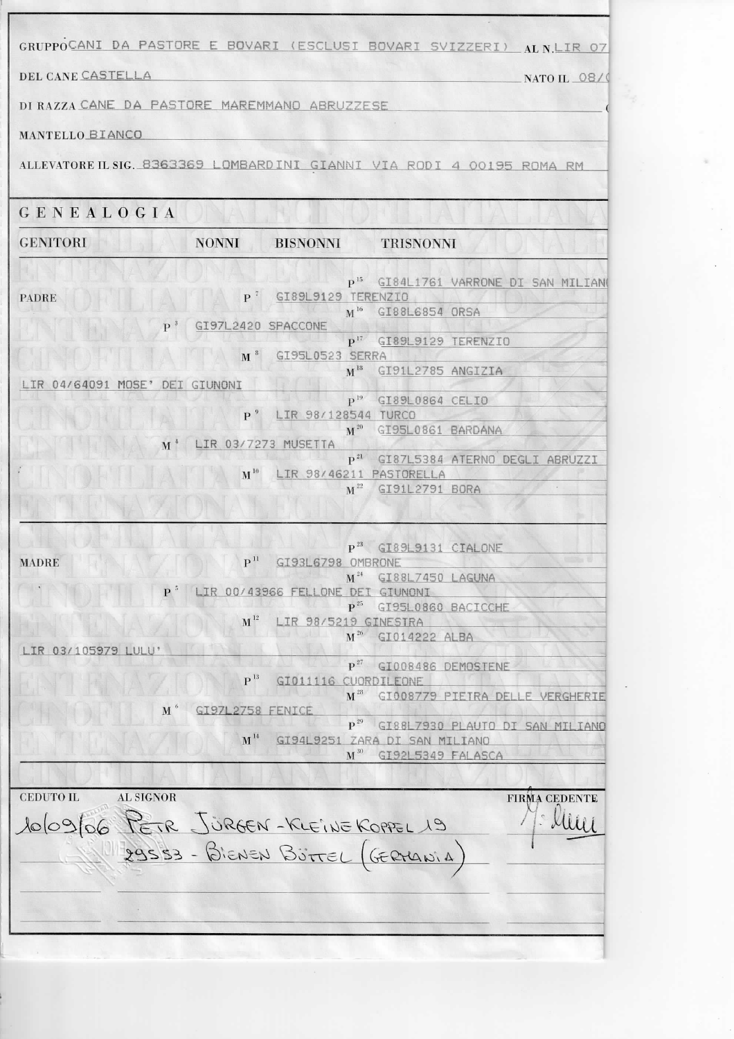GRUPPO CANI DA PASTORE E BOVARI (ESCLUSI BOVARI SVIZZERI) AL N. LIR 07

DEL CANE CASTELLA NATO IL 08/(

DI RAZZA CANE DA PASTORE MAREMMANO ABRUZZESE

MANTELLO BIANCO

ALLEVATORE IL SIG. 8363369 LOMBARDINI GIANNI VIA RODI 4 00195 ROMA RM

# GENEALOGIA

| GENITORI | NONNI | BISNONNI | TRISNONNI |
|---|---|---|---|
| PADRE LIR 04/64091 MOSE' DEI GIUNONI | P [3] GI97L2420 SPACCONE | P [7] GI89L9129 TERENZIO | P [15] GI84L1761 VARRONE DI SAN MILIAN |
| | | | M [16] GI88L6854 ORSA |
| | | M [8] GI95L0523 SERRA | P [17] GI89L9129 TERENZIO |
| | | | M [18] GI91L2785 ANGIZIA |
| | M [4] LIR 03/7273 MUSETTA | P [9] LIR 98/128544 TURCO | P [19] GI89L0864 CELIO |
| | | | M [20] GI95L0861 BARDANA |
| | | M [10] LIR 98/46211 PASTORELLA | P [21] GI87L5384 ATERNO DEGLI ABRUZZI |
| | | | M [22] GI91L2791 BORA |
| MADRE LIR 03/105979 LULU' | P [5] LIR 00/43966 FELLONE DEI GIUNONI | P [11] GI93L6798 OMBRONE | P [23] GI89L9131 CIALONE |
| | | | M [24] GI88L7450 LAGUNA |
| | | M [12] LIR 98/5219 GINESTRA | P [25] GI95L0860 BACICCHE |
| | | | M [26] GI014222 ALBA |
| | M [6] GI97L2758 FENICE | P [13] GI011116 CUORDILEONE | P [27] GI008486 DEMOSTENE |
| | | | M [28] GI008779 PIETRA DELLE VERGHERIE |
| | | M [14] GI94L9251 ZARA DI SAN MILIANO | P [29] GI88L7930 PLAUTO DI SAN MILIANO |
| | | | M [30] GI92L5349 FALASCA |

| CEDUTO IL | AL SIGNOR | FIRMA CEDENTE |
|---|---|---|
| 10/09/06 | PETR JÜRGEN - KLEINE KOPPEL 19 29553 - BIENEN BÜTTEL (GERMANIA) | |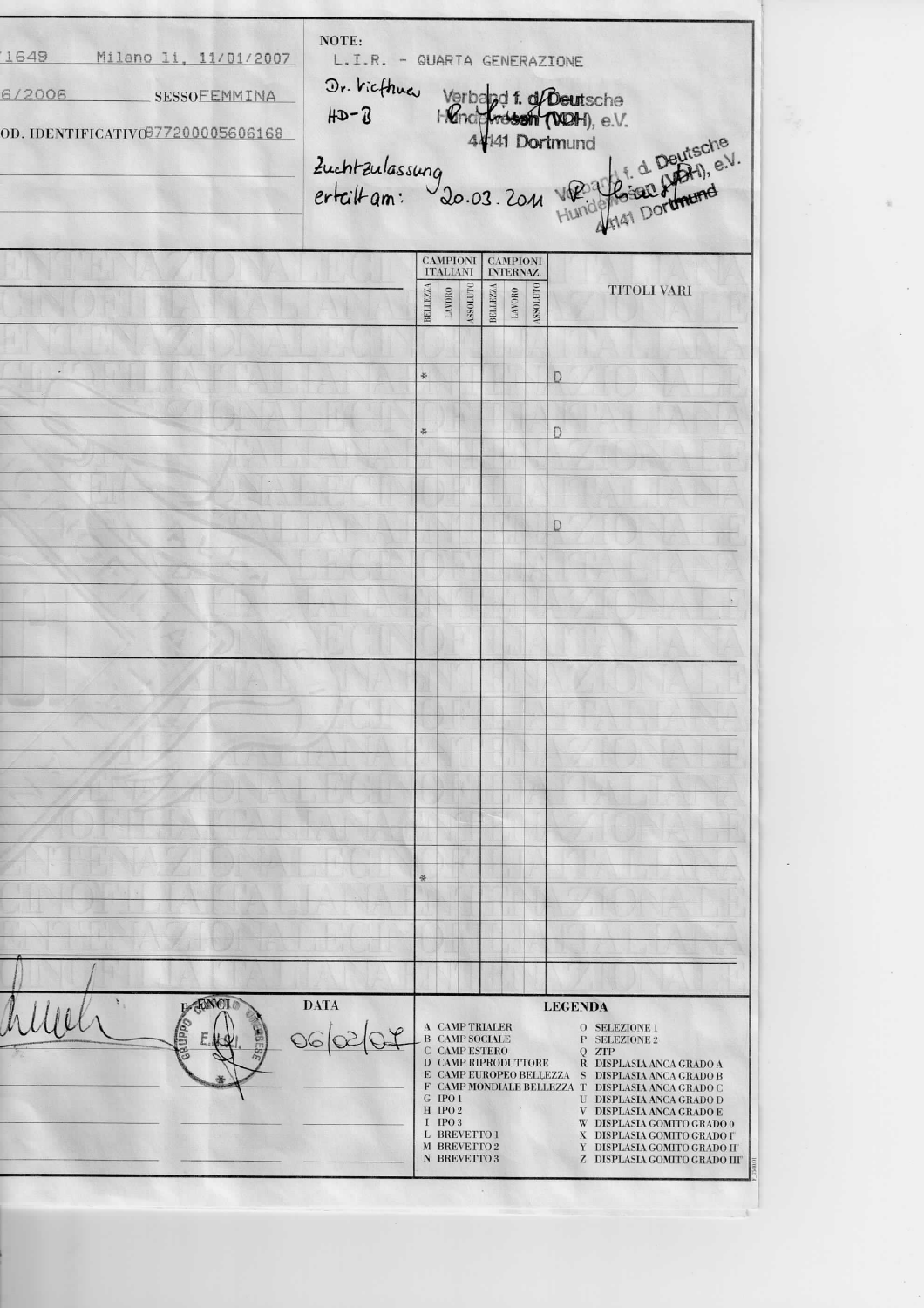1649 Milano lì, 11/01/2007

6/2006 SESSO FEMMINA

OD. IDENTIFICATIVO 977200005606168

NOTE:

L.I.R. - QUARTA GENERAZIONE

Dr. Viethue

HD-B

Verband f. d. Deutsche Hundewesen (VDH), e.V.
44141 Dortmund

Zuchtzulassung erteilt am: 20.03.2011

Verband f. d. Deutsche Hundewesen (VDH), e.V.
44141 Dortmund

| CAMPIONI ITALIANI | | | CAMPIONI INTERNAZ. | | | TITOLI VARI |
|---|---|---|---|---|---|---|
| BELLEZZA | LAVORO | ASSOLUTO | BELLEZZA | LAVORO | ASSOLUTO | |
| * | | | | | | D |
| * | | | | | | D |
| | | | | | | D |
| * | | | | | | |

ENCI

DATA 06/02/07

## LEGENDA

A CAMP TRIALER
B CAMP SOCIALE
C CAMP ESTERO
D CAMP RIPRODUTTORE
E CAMP EUROPEO BELLEZZA
F CAMP MONDIALE BELLEZZA
G IPO 1
H IPO 2
I IPO 3
L BREVETTO 1
M BREVETTO 2
N BREVETTO 3
O SELEZIONE 1
P SELEZIONE 2
Q ZTP
R DISPLASIA ANCA GRADO A
S DISPLASIA ANCA GRADO B
T DISPLASIA ANCA GRADO C
U DISPLASIA ANCA GRADO D
V DISPLASIA ANCA GRADO E
W DISPLASIA GOMITO GRADO 0
X DISPLASIA GOMITO GRADO I°
Y DISPLASIA GOMITO GRADO II°
Z DISPLASIA GOMITO GRADO III°